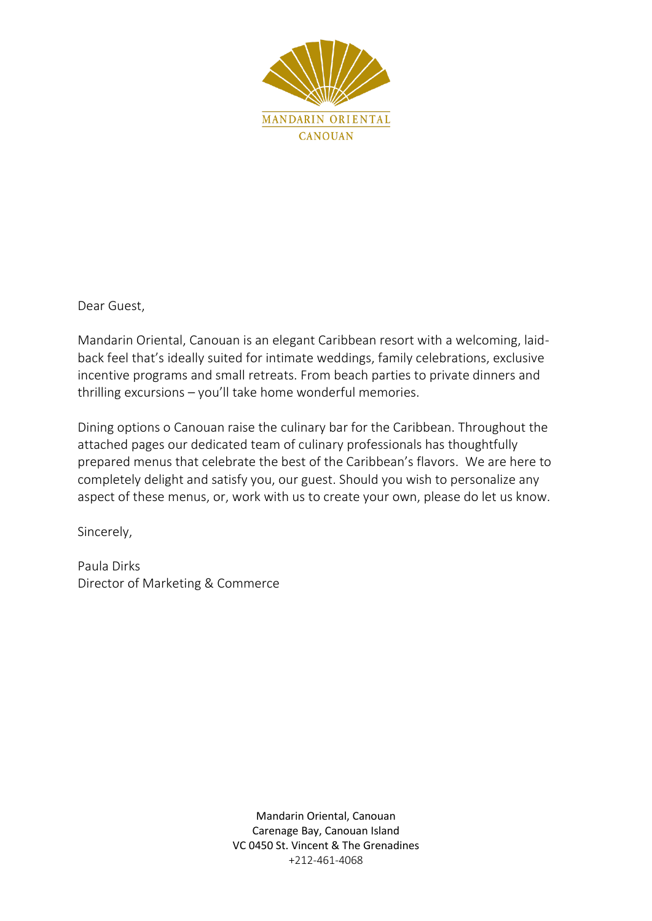MANDARIN ORIENTAL

CANOUAN

Dear Guest,

Mandarin Oriental, Canouan is an elegant Caribbean resort with a welcoming, laid-back feel that's ideally suited for intimate weddings, family celebrations, exclusive incentive programs and small retreats. From beach parties to private dinners and thrilling excursions – you'll take home wonderful memories.

Dining options o Canouan raise the culinary bar for the Caribbean. Throughout the attached pages our dedicated team of culinary professionals has thoughtfully prepared menus that celebrate the best of the Caribbean's flavors. We are here to completely delight and satisfy you, our guest. Should you wish to personalize any aspect of these menus, or, work with us to create your own, please do let us know.

Sincerely,

Paula Dirks
Director of Marketing & Commerce

Mandarin Oriental, Canouan
Carenage Bay, Canouan Island
VC 0450 St. Vincent & The Grenadines
+212-461-4068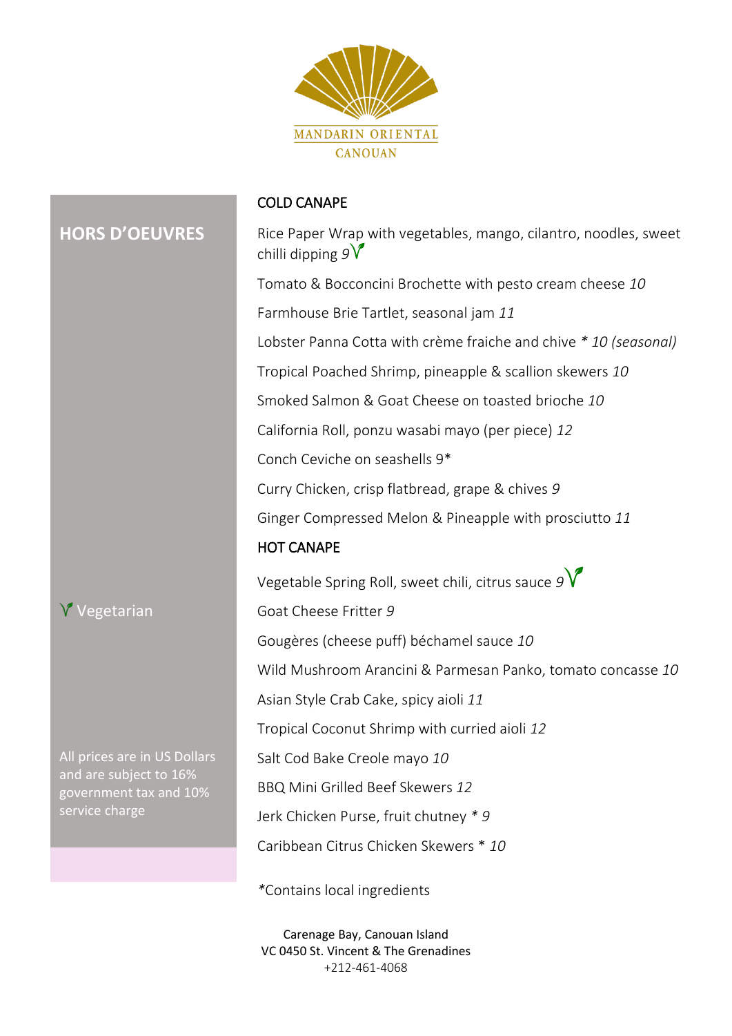MANDARIN ORIENTAL

CANOUAN

## HORS D'OEUVRES

### COLD CANAPE

Rice Paper Wrap with vegetables, mango, cilantro, noodles, sweet chilli dipping *9* V

Tomato & Bocconcini Brochette with pesto cream cheese *10*

Farmhouse Brie Tartlet, seasonal jam *11*

Lobster Panna Cotta with crème fraiche and chive *\* 10 (seasonal)*

Tropical Poached Shrimp, pineapple & scallion skewers *10*

Smoked Salmon & Goat Cheese on toasted brioche *10*

California Roll, ponzu wasabi mayo (per piece) *12*

Conch Ceviche on seashells 9*

Curry Chicken, crisp flatbread, grape & chives *9*

Ginger Compressed Melon & Pineapple with prosciutto *11*

### HOT CANAPE

Vegetable Spring Roll, sweet chili, citrus sauce *9* V

Goat Cheese Fritter *9*

Gougères (cheese puff) béchamel sauce *10*

Wild Mushroom Arancini & Parmesan Panko, tomato concasse *10*

Asian Style Crab Cake, spicy aioli *11*

Tropical Coconut Shrimp with curried aioli *12*

Salt Cod Bake Creole mayo *10*

BBQ Mini Grilled Beef Skewers *12*

Jerk Chicken Purse, fruit chutney *\* 9*

Caribbean Citrus Chicken Skewers \* *10*

V Vegetarian

All prices are in US Dollars and are subject to 16% government tax and 10% service charge

*Contains local ingredients

Carenage Bay, Canouan Island
VC 0450 St. Vincent & The Grenadines
+212-461-4068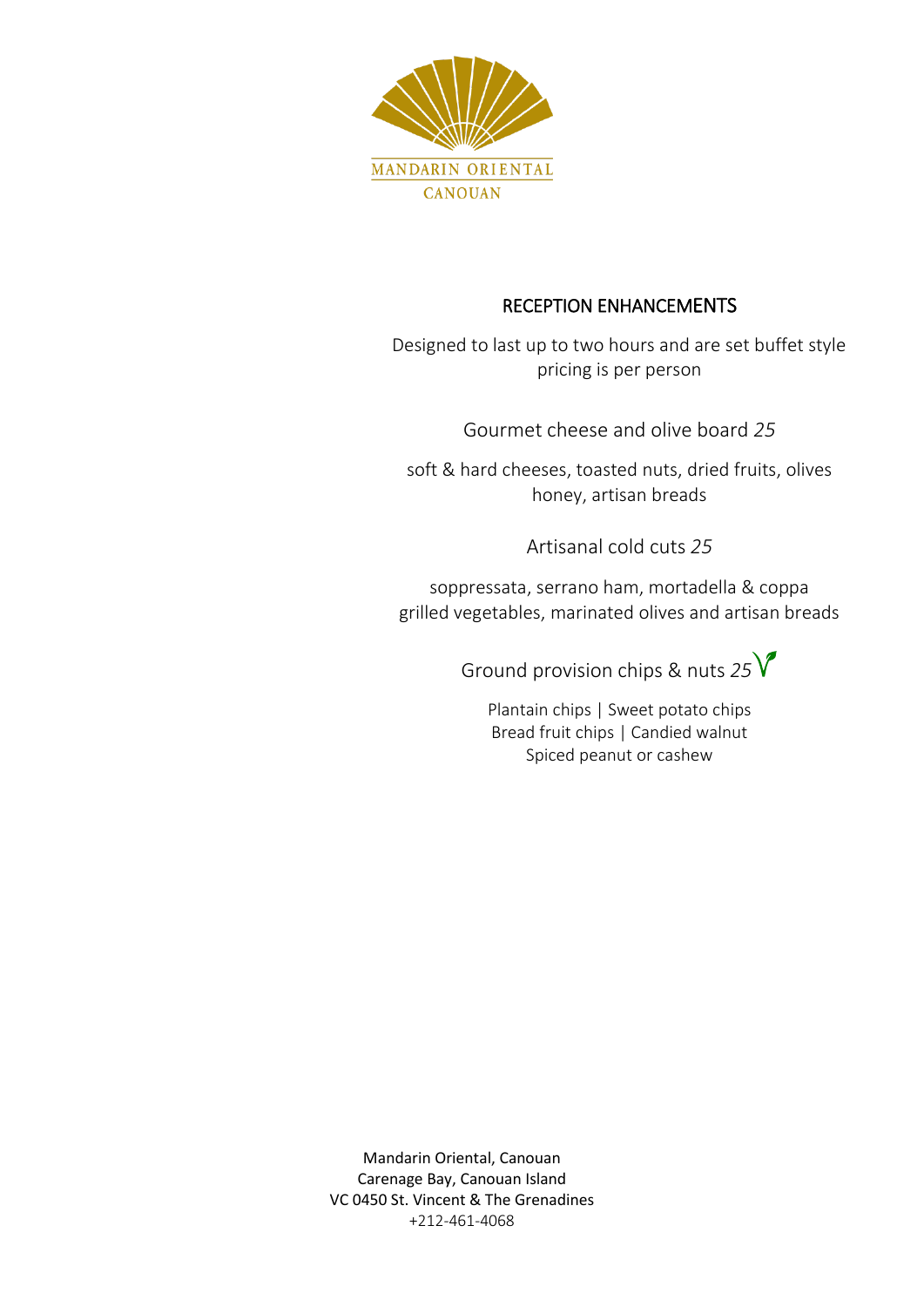MANDARIN ORIENTAL
CANOUAN

## RECEPTION ENHANCEMENTS

Designed to last up to two hours and are set buffet style
pricing is per person

### Gourmet cheese and olive board *25*

soft & hard cheeses, toasted nuts, dried fruits, olives
honey, artisan breads

### Artisanal cold cuts *25*

soppressata, serrano ham, mortadella & coppa
grilled vegetables, marinated olives and artisan breads

### Ground provision chips & nuts *25* V

Plantain chips | Sweet potato chips
Bread fruit chips | Candied walnut
Spiced peanut or cashew

Mandarin Oriental, Canouan
Carenage Bay, Canouan Island
VC 0450 St. Vincent & The Grenadines
+212-461-4068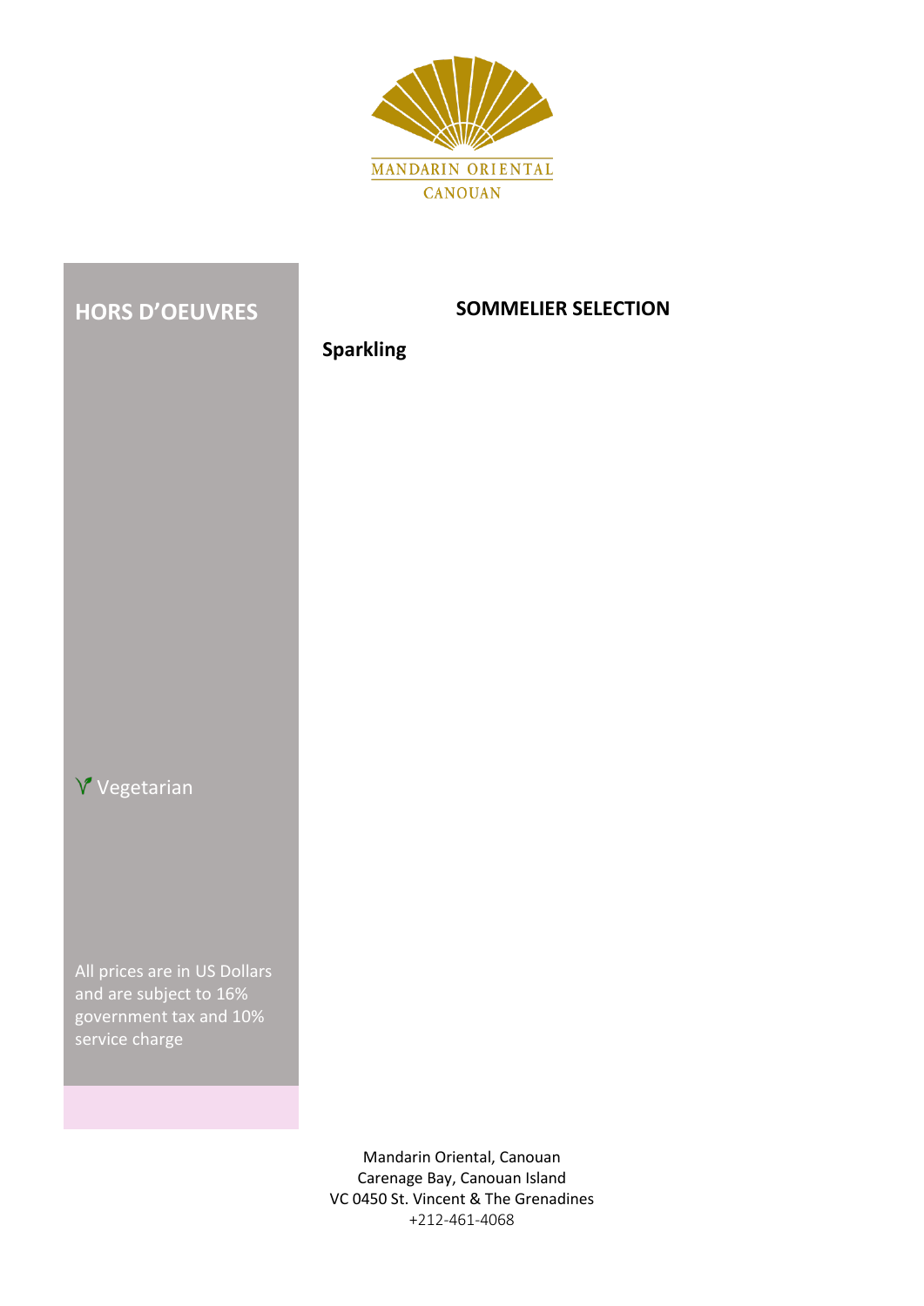MANDARIN ORIENTAL

CANOUAN

## HORS D'OEUVRES

## SOMMELIER SELECTION

### Sparkling

Vegetarian

All prices are in US Dollars and are subject to 16% government tax and 10% service charge

Mandarin Oriental, Canouan
Carenage Bay, Canouan Island
VC 0450 St. Vincent & The Grenadines
+212-461-4068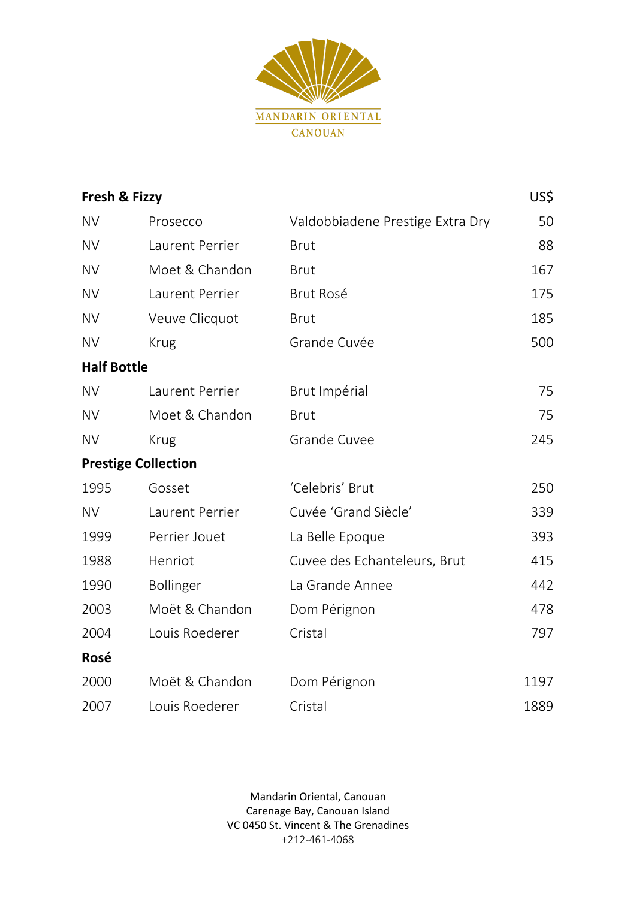MANDARIN ORIENTAL
CANOUAN

| Fresh & Fizzy | | | US$ |
|---|---|---|---|
| NV | Prosecco | Valdobbiadene Prestige Extra Dry | 50 |
| NV | Laurent Perrier | Brut | 88 |
| NV | Moet & Chandon | Brut | 167 |
| NV | Laurent Perrier | Brut Rosé | 175 |
| NV | Veuve Clicquot | Brut | 185 |
| NV | Krug | Grande Cuvée | 500 |
| **Half Bottle** | | | |
| NV | Laurent Perrier | Brut Impérial | 75 |
| NV | Moet & Chandon | Brut | 75 |
| NV | Krug | Grande Cuvee | 245 |
| **Prestige Collection** | | | |
| 1995 | Gosset | 'Celebris' Brut | 250 |
| NV | Laurent Perrier | Cuvée 'Grand Siècle' | 339 |
| 1999 | Perrier Jouet | La Belle Epoque | 393 |
| 1988 | Henriot | Cuvee des Echanteleurs, Brut | 415 |
| 1990 | Bollinger | La Grande Annee | 442 |
| 2003 | Moët & Chandon | Dom Pérignon | 478 |
| 2004 | Louis Roederer | Cristal | 797 |
| **Rosé** | | | |
| 2000 | Moët & Chandon | Dom Pérignon | 1197 |
| 2007 | Louis Roederer | Cristal | 1889 |

Mandarin Oriental, Canouan
Carenage Bay, Canouan Island
VC 0450 St. Vincent & The Grenadines
+212-461-4068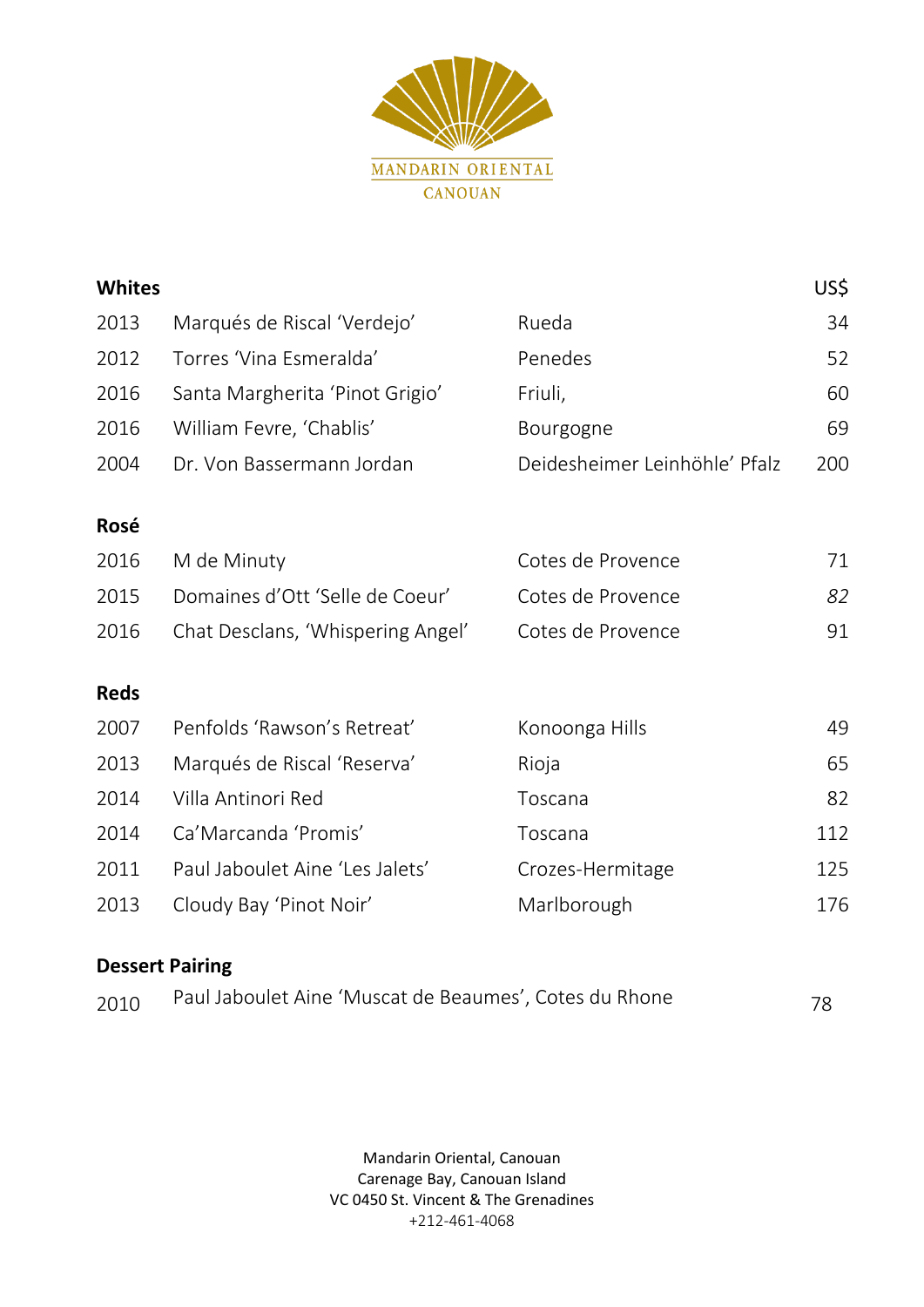MANDARIN ORIENTAL
CANOUAN

## Whites

| | | | US$ |
|---|---|---|---|
| 2013 | Marqués de Riscal ‘Verdejo’ | Rueda | 34 |
| 2012 | Torres ‘Vina Esmeralda’ | Penedes | 52 |
| 2016 | Santa Margherita ‘Pinot Grigio’ | Friuli, | 60 |
| 2016 | William Fevre, ‘Chablis’ | Bourgogne | 69 |
| 2004 | Dr. Von Bassermann Jordan | Deidesheimer Leinhöhle’ Pfalz | 200 |

## Rosé

| | | | |
|---|---|---|---|
| 2016 | M de Minuty | Cotes de Provence | 71 |
| 2015 | Domaines d’Ott ‘Selle de Coeur’ | Cotes de Provence | *82* |
| 2016 | Chat Desclans, ‘Whispering Angel’ | Cotes de Provence | 91 |

## Reds

| | | | |
|---|---|---|---|
| 2007 | Penfolds ‘Rawson’s Retreat’ | Konoonga Hills | 49 |
| 2013 | Marqués de Riscal ‘Reserva’ | Rioja | 65 |
| 2014 | Villa Antinori Red | Toscana | 82 |
| 2014 | Ca’Marcanda ‘Promis’ | Toscana | 112 |
| 2011 | Paul Jaboulet Aine ‘Les Jalets’ | Crozes-Hermitage | 125 |
| 2013 | Cloudy Bay ‘Pinot Noir’ | Marlborough | 176 |

## Dessert Pairing

| | | |
|---|---|---|
| 2010 | Paul Jaboulet Aine ‘Muscat de Beaumes’, Cotes du Rhone | 78 |

Mandarin Oriental, Canouan
Carenage Bay, Canouan Island
VC 0450 St. Vincent & The Grenadines
+212-461-4068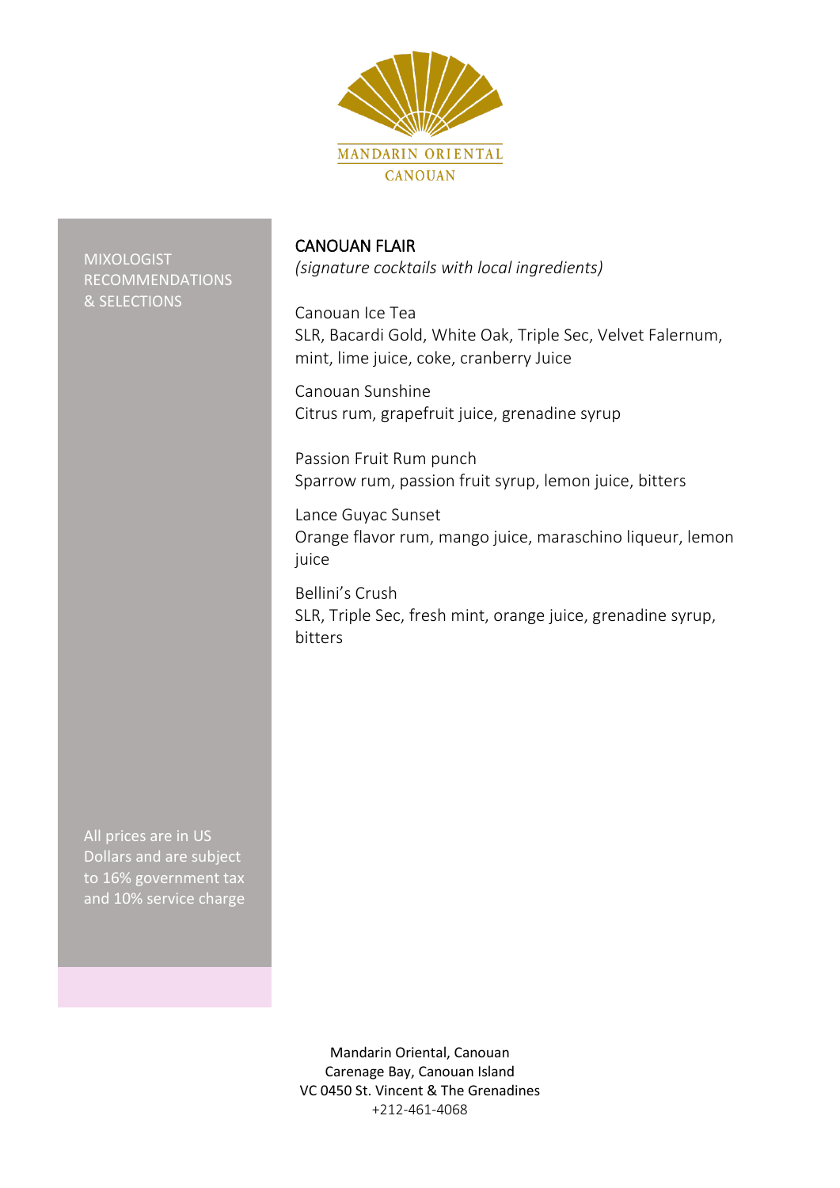MANDARIN ORIENTAL
CANOUAN

MIXOLOGIST RECOMMENDATIONS & SELECTIONS

## CANOUAN FLAIR

*(signature cocktails with local ingredients)*

Canouan Ice Tea
SLR, Bacardi Gold, White Oak, Triple Sec, Velvet Falernum, mint, lime juice, coke, cranberry Juice

Canouan Sunshine
Citrus rum, grapefruit juice, grenadine syrup

Passion Fruit Rum punch
Sparrow rum, passion fruit syrup, lemon juice, bitters

Lance Guyac Sunset
Orange flavor rum, mango juice, maraschino liqueur, lemon juice

Bellini's Crush
SLR, Triple Sec, fresh mint, orange juice, grenadine syrup, bitters

All prices are in US Dollars and are subject to 16% government tax and 10% service charge

Mandarin Oriental, Canouan
Carenage Bay, Canouan Island
VC 0450 St. Vincent & The Grenadines
+212-461-4068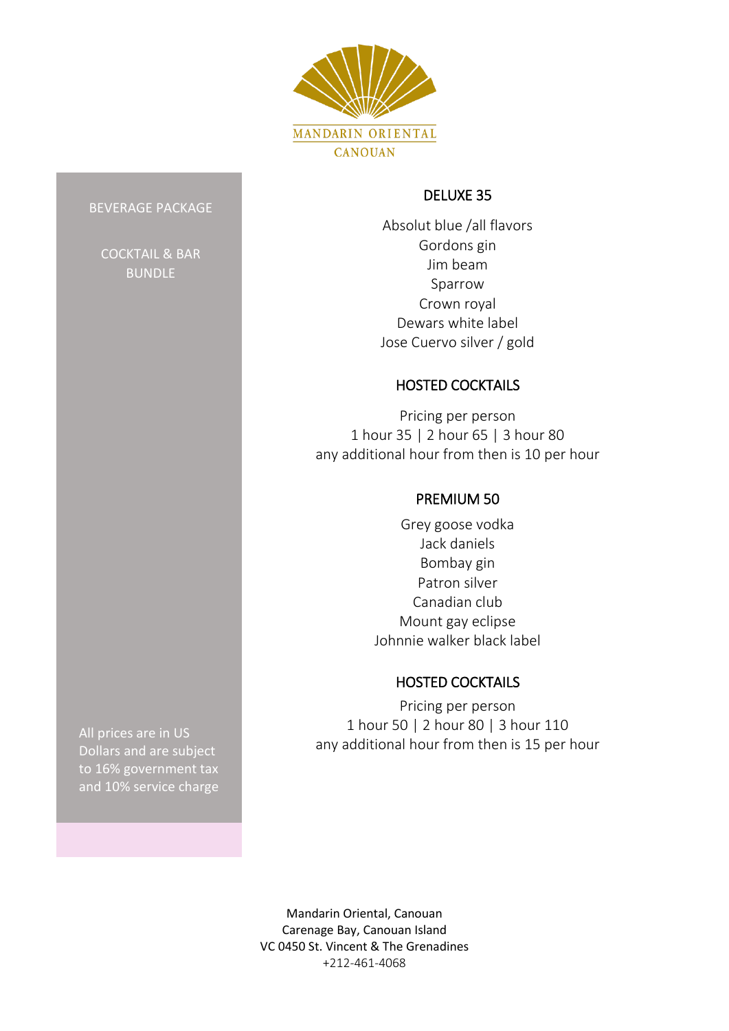MANDARIN ORIENTAL

CANOUAN

BEVERAGE PACKAGE

COCKTAIL & BAR BUNDLE

## DELUXE 35

Absolut blue /all flavors
Gordons gin
Jim beam
Sparrow
Crown royal
Dewars white label
Jose Cuervo silver / gold

### HOSTED COCKTAILS

Pricing per person
1 hour 35 | 2 hour 65 | 3 hour 80
any additional hour from then is 10 per hour

## PREMIUM 50

Grey goose vodka
Jack daniels
Bombay gin
Patron silver
Canadian club
Mount gay eclipse
Johnnie walker black label

### HOSTED COCKTAILS

Pricing per person
1 hour 50 | 2 hour 80 | 3 hour 110
any additional hour from then is 15 per hour

All prices are in US Dollars and are subject to 16% government tax and 10% service charge

Mandarin Oriental, Canouan
Carenage Bay, Canouan Island
VC 0450 St. Vincent & The Grenadines
+212-461-4068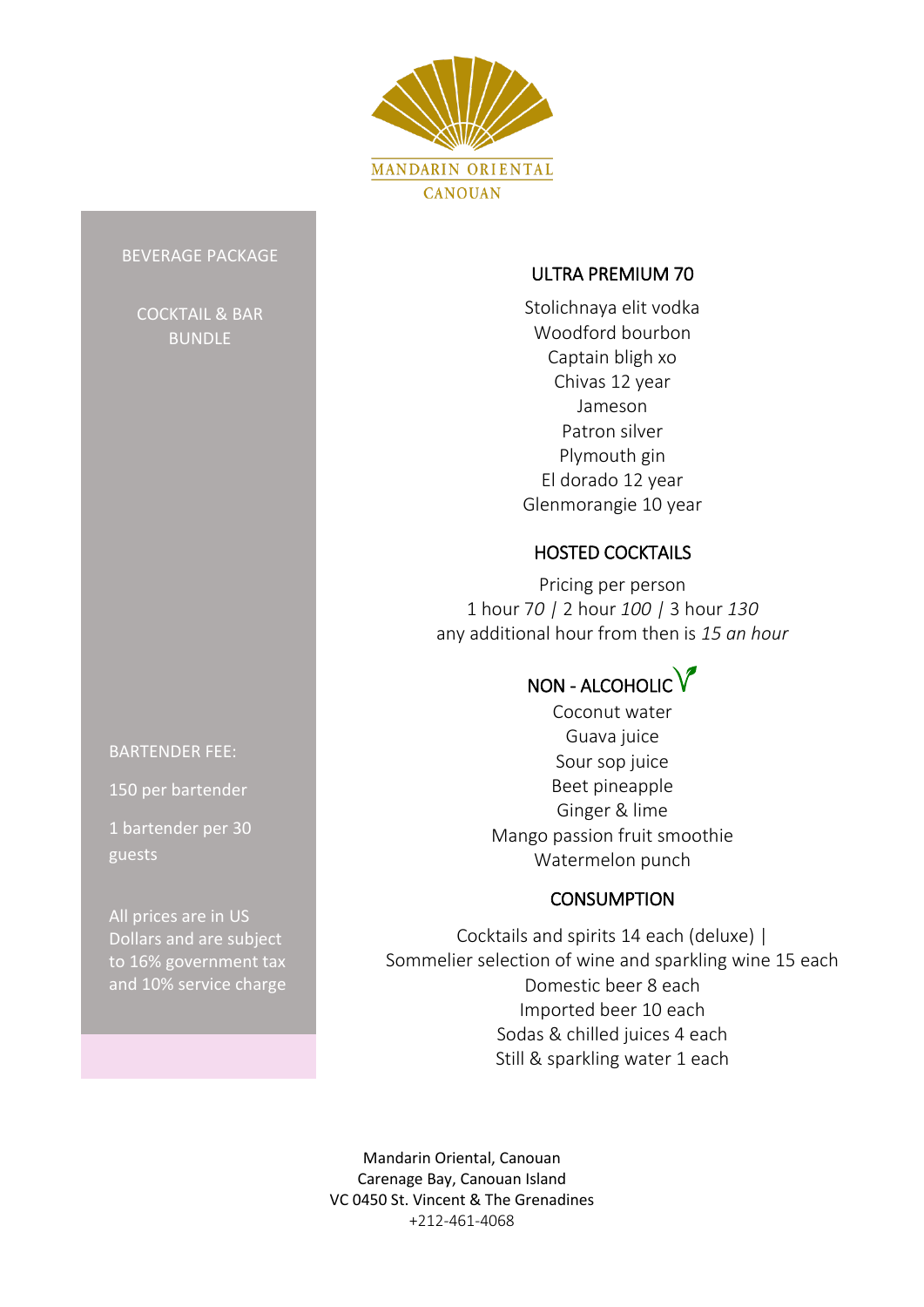MANDARIN ORIENTAL
CANOUAN

BEVERAGE PACKAGE

COCKTAIL & BAR BUNDLE

BARTENDER FEE:

150 per bartender

1 bartender per 30 guests

All prices are in US Dollars and are subject to 16% government tax and 10% service charge

## ULTRA PREMIUM 70

Stolichnaya elit vodka
Woodford bourbon
Captain bligh xo
Chivas 12 year
Jameson
Patron silver
Plymouth gin
El dorado 12 year
Glenmorangie 10 year

## HOSTED COCKTAILS

Pricing per person
1 hour *70* | 2 hour *100* | 3 hour *130*
any additional hour from then is *15 an hour*

## NON - ALCOHOLIC

Coconut water
Guava juice
Sour sop juice
Beet pineapple
Ginger & lime
Mango passion fruit smoothie
Watermelon punch

## CONSUMPTION

Cocktails and spirits 14 each (deluxe) |
Sommelier selection of wine and sparkling wine 15 each
Domestic beer 8 each
Imported beer 10 each
Sodas & chilled juices 4 each
Still & sparkling water 1 each

Mandarin Oriental, Canouan
Carenage Bay, Canouan Island
VC 0450 St. Vincent & The Grenadines
+212-461-4068